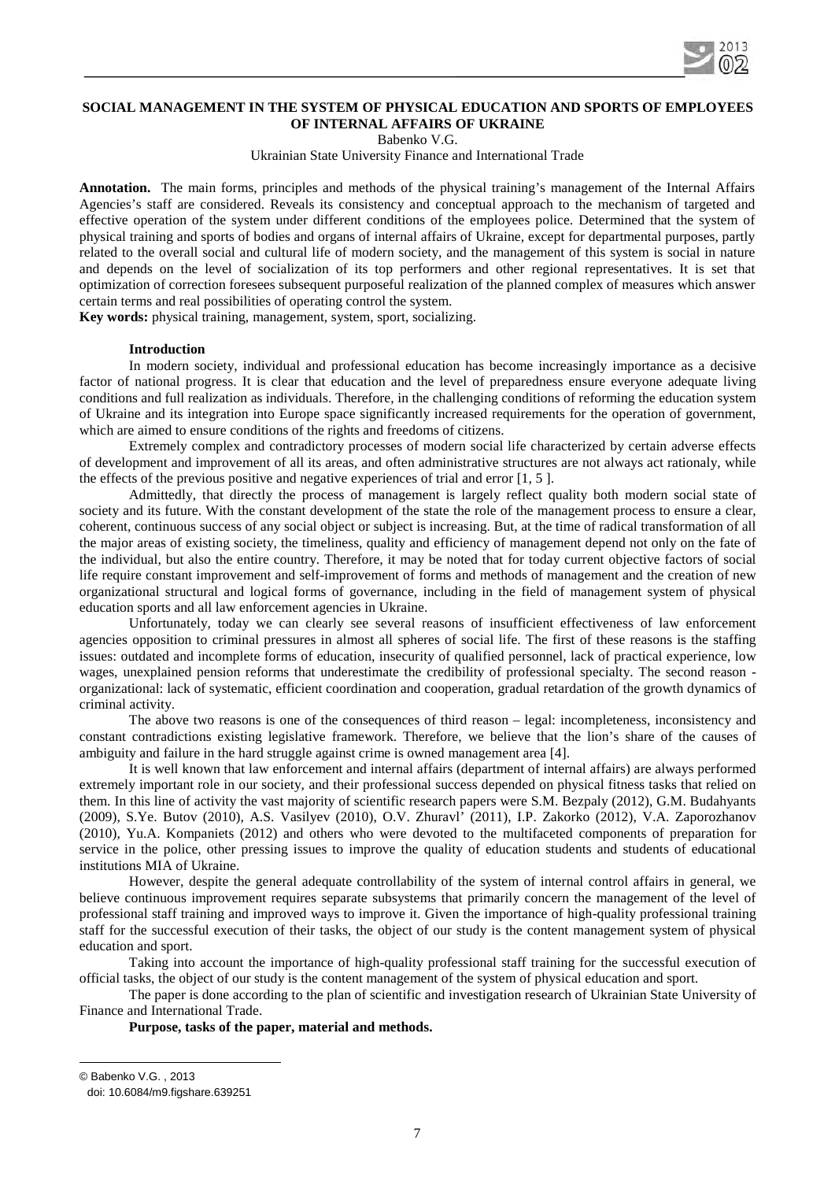**SOCIAL MANAGEMENT IN THE SYSTEM OF PHYSICAL EDUCATION AND SPORTS OF EMPLOYEES OF INTERNAL AFFAIRS OF UKRAINE**

Babenko V.G.

Ukrainian State University Finance and International Trade

**Annotation.** The main forms, principles and methods of the physical training's management of the Internal Affairs Agencies's staff are considered. Reveals its consistency and conceptual approach to the mechanism of targeted and effective operation of the system under different conditions of the employees police. Determined that the system of physical training and sports of bodies and organs of internal affairs of Ukraine, except for departmental purposes, partly related to the overall social and cultural life of modern society, and the management of this system is social in nature and depends on the level of socialization of its top performers and other regional representatives. It is set that optimization of correction foresees subsequent purposeful realization of the planned complex of measures which answer certain terms and real possibilities of operating control the system.

**Key words:** physical training, management, system, sport, socializing.

**Introduction**

In modern society, individual and professional education has become increasingly importance as a decisive factor of national progress. It is clear that education and the level of preparedness ensure everyone adequate living conditions and full realization as individuals. Therefore, in the challenging conditions of reforming the education system of Ukraine and its integration into Europe space significantly increased requirements for the operation of government, which are aimed to ensure conditions of the rights and freedoms of citizens.

Extremely complex and contradictory processes of modern social life characterized by certain adverse effects of development and improvement of all its areas, and often administrative structures are not always act rationaly, while the effects of the previous positive and negative experiences of trial and error [1, 5 ].

Admittedly, that directly the process of management is largely reflect quality both modern social state of society and its future. With the constant development of the state the role of the management process to ensure a clear, coherent, continuous success of any social object or subject is increasing. But, at the time of radical transformation of all the major areas of existing society, the timeliness, quality and efficiency of management depend not only on the fate of the individual, but also the entire country. Therefore, it may be noted that for today current objective factors of social life require constant improvement and self-improvement of forms and methods of management and the creation of new organizational structural and logical forms of governance, including in the field of management system of physical education sports and all law enforcement agencies in Ukraine.

Unfortunately, today we can clearly see several reasons of insufficient effectiveness of law enforcement agencies opposition to criminal pressures in almost all spheres of social life. The first of these reasons is the staffing issues: outdated and incomplete forms of education, insecurity of qualified personnel, lack of practical experience, low wages, unexplained pension reforms that underestimate the credibility of professional specialty. The second reason - organizational: lack of systematic, efficient coordination and cooperation, gradual retardation of the growth dynamics of criminal activity.

The above two reasons is one of the consequences of third reason – legal: incompleteness, inconsistency and constant contradictions existing legislative framework. Therefore, we believe that the lion's share of the causes of ambiguity and failure in the hard struggle against crime is owned management area [4].

It is well known that law enforcement and internal affairs (department of internal affairs) are always performed extremely important role in our society, and their professional success depended on physical fitness tasks that relied on them. In this line of activity the vast majority of scientific research papers were S.M. Bezpaly (2012), G.M. Budahyants (2009), S.Ye. Butov (2010), A.S. Vasilyev (2010), O.V. Zhuravl' (2011), I.P. Zakorko (2012), V.A. Zaporozhanov (2010), Yu.A. Kompaniets (2012) and others who were devoted to the multifaceted components of preparation for service in the police, other pressing issues to improve the quality of education students and students of educational institutions MIA of Ukraine.

However, despite the general adequate controllability of the system of internal control affairs in general, we believe continuous improvement requires separate subsystems that primarily concern the management of the level of professional staff training and improved ways to improve it. Given the importance of high-quality professional training staff for the successful execution of their tasks, the object of our study is the content management system of physical education and sport.

Taking into account the importance of high-quality professional staff training for the successful execution of official tasks, the object of our study is the content management of the system of physical education and sport.

The paper is done according to the plan of scientific and investigation research of Ukrainian State University of Finance and International Trade.

**Purpose, tasks of the paper, material and methods.**

© Babenko V.G. , 2013

doi: 10.6084/m9.figshare.639251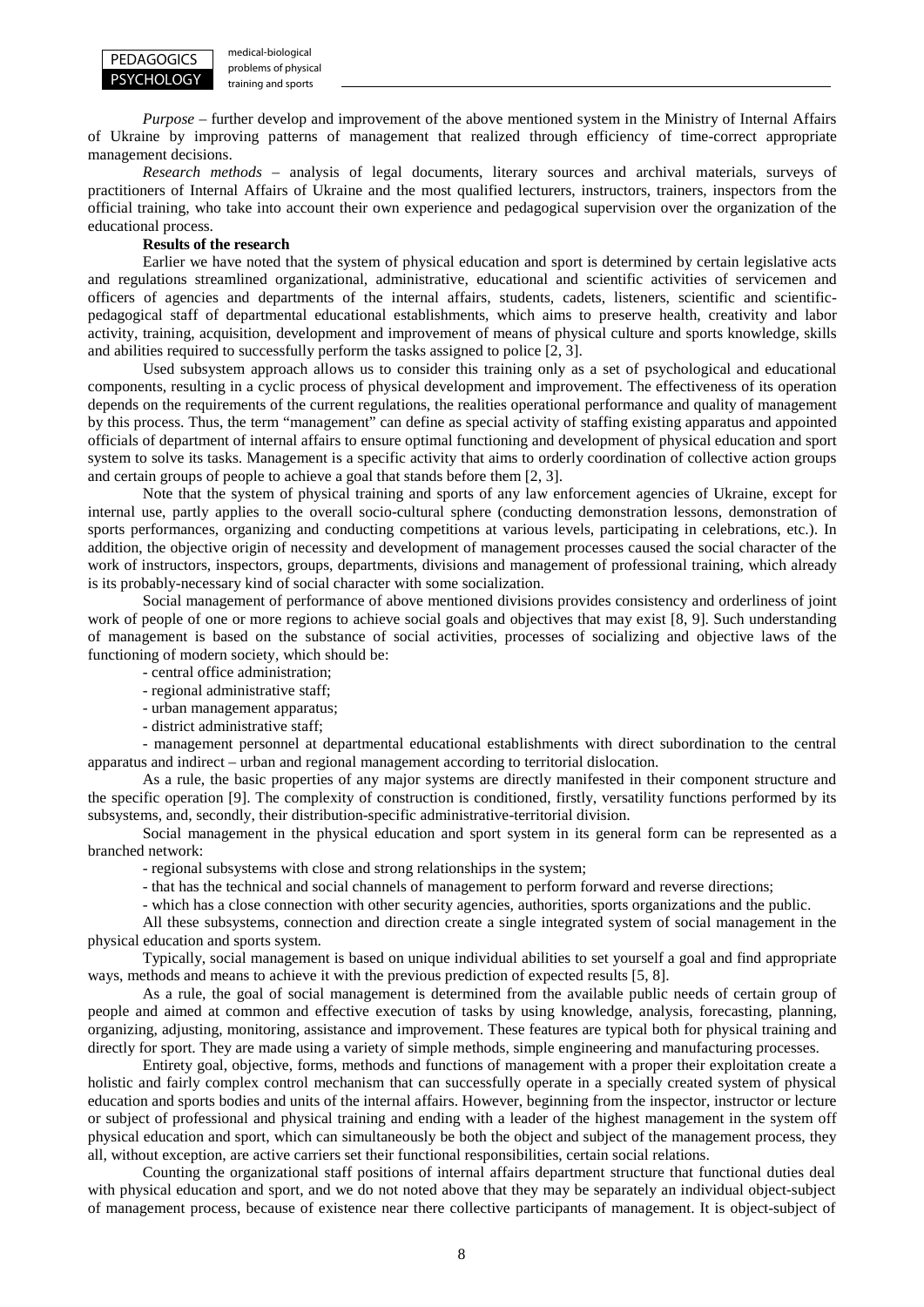*Purpose* – further develop and improvement of the above mentioned system in the Ministry of Internal Affairs of Ukraine by improving patterns of management that realized through efficiency of time-correct appropriate management decisions.

*Research methods* – analysis of legal documents, literary sources and archival materials, surveys of practitioners of Internal Affairs of Ukraine and the most qualified lecturers, instructors, trainers, inspectors from the official training, who take into account their own experience and pedagogical supervision over the organization of the educational process.

**Results of the research**

Earlier we have noted that the system of physical education and sport is determined by certain legislative acts and regulations streamlined organizational, administrative, educational and scientific activities of servicemen and officers of agencies and departments of the internal affairs, students, cadets, listeners, scientific and scientific-pedagogical staff of departmental educational establishments, which aims to preserve health, creativity and labor activity, training, acquisition, development and improvement of means of physical culture and sports knowledge, skills and abilities required to successfully perform the tasks assigned to police [2, 3].

Used subsystem approach allows us to consider this training only as a set of psychological and educational components, resulting in a cyclic process of physical development and improvement. The effectiveness of its operation depends on the requirements of the current regulations, the realities operational performance and quality of management by this process. Thus, the term "management" can define as special activity of staffing existing apparatus and appointed officials of department of internal affairs to ensure optimal functioning and development of physical education and sport system to solve its tasks. Management is a specific activity that aims to orderly coordination of collective action groups and certain groups of people to achieve a goal that stands before them [2, 3].

Note that the system of physical training and sports of any law enforcement agencies of Ukraine, except for internal use, partly applies to the overall socio-cultural sphere (conducting demonstration lessons, demonstration of sports performances, organizing and conducting competitions at various levels, participating in celebrations, etc.). In addition, the objective origin of necessity and development of management processes caused the social character of the work of instructors, inspectors, groups, departments, divisions and management of professional training, which already is its probably-necessary kind of social character with some socialization.

Social management of performance of above mentioned divisions provides consistency and orderliness of joint work of people of one or more regions to achieve social goals and objectives that may exist [8, 9]. Such understanding of management is based on the substance of social activities, processes of socializing and objective laws of the functioning of modern society, which should be:

- central office administration;
- regional administrative staff;
- urban management apparatus;
- district administrative staff;
- management personnel at departmental educational establishments with direct subordination to the central apparatus and indirect – urban and regional management according to territorial dislocation.

As a rule, the basic properties of any major systems are directly manifested in their component structure and the specific operation [9]. The complexity of construction is conditioned, firstly, versatility functions performed by its subsystems, and, secondly, their distribution-specific administrative-territorial division.

Social management in the physical education and sport system in its general form can be represented as a branched network:

- regional subsystems with close and strong relationships in the system;
- that has the technical and social channels of management to perform forward and reverse directions;
- which has a close connection with other security agencies, authorities, sports organizations and the public.

All these subsystems, connection and direction create a single integrated system of social management in the physical education and sports system.

Typically, social management is based on unique individual abilities to set yourself a goal and find appropriate ways, methods and means to achieve it with the previous prediction of expected results [5, 8].

As a rule, the goal of social management is determined from the available public needs of certain group of people and aimed at common and effective execution of tasks by using knowledge, analysis, forecasting, planning, organizing, adjusting, monitoring, assistance and improvement. These features are typical both for physical training and directly for sport. They are made using a variety of simple methods, simple engineering and manufacturing processes.

Entirety goal, objective, forms, methods and functions of management with a proper their exploitation create a holistic and fairly complex control mechanism that can successfully operate in a specially created system of physical education and sports bodies and units of the internal affairs. However, beginning from the inspector, instructor or lecture or subject of professional and physical training and ending with a leader of the highest management in the system off physical education and sport, which can simultaneously be both the object and subject of the management process, they all, without exception, are active carriers set their functional responsibilities, certain social relations.

Counting the organizational staff positions of internal affairs department structure that functional duties deal with physical education and sport, and we do not noted above that they may be separately an individual object-subject of management process, because of existence near there collective participants of management. It is object-subject of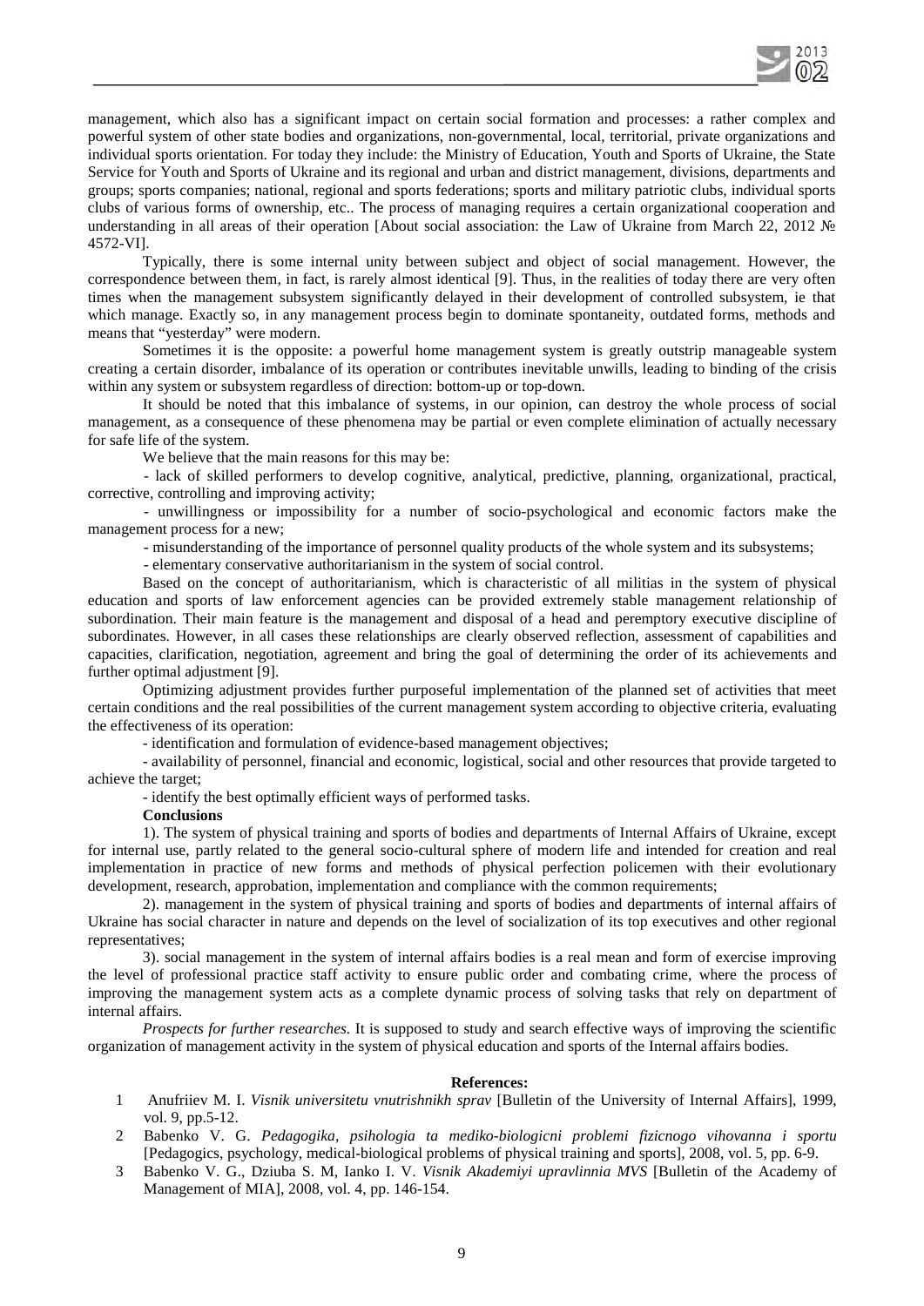management, which also has a significant impact on certain social formation and processes: a rather complex and powerful system of other state bodies and organizations, non-governmental, local, territorial, private organizations and individual sports orientation. For today they include: the Ministry of Education, Youth and Sports of Ukraine, the State Service for Youth and Sports of Ukraine and its regional and urban and district management, divisions, departments and groups; sports companies; national, regional and sports federations; sports and military patriotic clubs, individual sports clubs of various forms of ownership, etc.. The process of managing requires a certain organizational cooperation and understanding in all areas of their operation [About social association: the Law of Ukraine from March 22, 2012 № 4572-VI].

Typically, there is some internal unity between subject and object of social management. However, the correspondence between them, in fact, is rarely almost identical [9]. Thus, in the realities of today there are very often times when the management subsystem significantly delayed in their development of controlled subsystem, ie that which manage. Exactly so, in any management process begin to dominate spontaneity, outdated forms, methods and means that "yesterday" were modern.

Sometimes it is the opposite: a powerful home management system is greatly outstrip manageable system creating a certain disorder, imbalance of its operation or contributes inevitable unwills, leading to binding of the crisis within any system or subsystem regardless of direction: bottom-up or top-down.

It should be noted that this imbalance of systems, in our opinion, can destroy the whole process of social management, as a consequence of these phenomena may be partial or even complete elimination of actually necessary for safe life of the system.

We believe that the main reasons for this may be:

- lack of skilled performers to develop cognitive, analytical, predictive, planning, organizational, practical, corrective, controlling and improving activity;
- unwillingness or impossibility for a number of socio-psychological and economic factors make the management process for a new;
- misunderstanding of the importance of personnel quality products of the whole system and its subsystems;
- elementary conservative authoritarianism in the system of social control.

Based on the concept of authoritarianism, which is characteristic of all militias in the system of physical education and sports of law enforcement agencies can be provided extremely stable management relationship of subordination. Their main feature is the management and disposal of a head and peremptory executive discipline of subordinates. However, in all cases these relationships are clearly observed reflection, assessment of capabilities and capacities, clarification, negotiation, agreement and bring the goal of determining the order of its achievements and further optimal adjustment [9].

Optimizing adjustment provides further purposeful implementation of the planned set of activities that meet certain conditions and the real possibilities of the current management system according to objective criteria, evaluating the effectiveness of its operation:

- identification and formulation of evidence-based management objectives;
- availability of personnel, financial and economic, logistical, social and other resources that provide targeted to achieve the target;
- identify the best optimally efficient ways of performed tasks.

**Conclusions**

1). The system of physical training and sports of bodies and departments of Internal Affairs of Ukraine, except for internal use, partly related to the general socio-cultural sphere of modern life and intended for creation and real implementation in practice of new forms and methods of physical perfection policemen with their evolutionary development, research, approbation, implementation and compliance with the common requirements;

2). management in the system of physical training and sports of bodies and departments of internal affairs of Ukraine has social character in nature and depends on the level of socialization of its top executives and other regional representatives;

3). social management in the system of internal affairs bodies is a real mean and form of exercise improving the level of professional practice staff activity to ensure public order and combating crime, where the process of improving the management system acts as a complete dynamic process of solving tasks that rely on department of internal affairs.

*Prospects for further researches.* It is supposed to study and search effective ways of improving the scientific organization of management activity in the system of physical education and sports of the Internal affairs bodies.

**References:**

1 Anufriiev M. I. *Visnik universitetu vnutrishnikh sprav* [Bulletin of the University of Internal Affairs], 1999, vol. 9, pp.5-12.

2 Babenko V. G. *Pedagogika, psihologia ta mediko-biologicni problemi fizicnogo vihovanna i sportu* [Pedagogics, psychology, medical-biological problems of physical training and sports], 2008, vol. 5, pp. 6-9.

3 Babenko V. G., Dziuba S. M, Ianko I. V. *Visnik Akademiyi upravlinnia MVS* [Bulletin of the Academy of Management of MIA], 2008, vol. 4, pp. 146-154.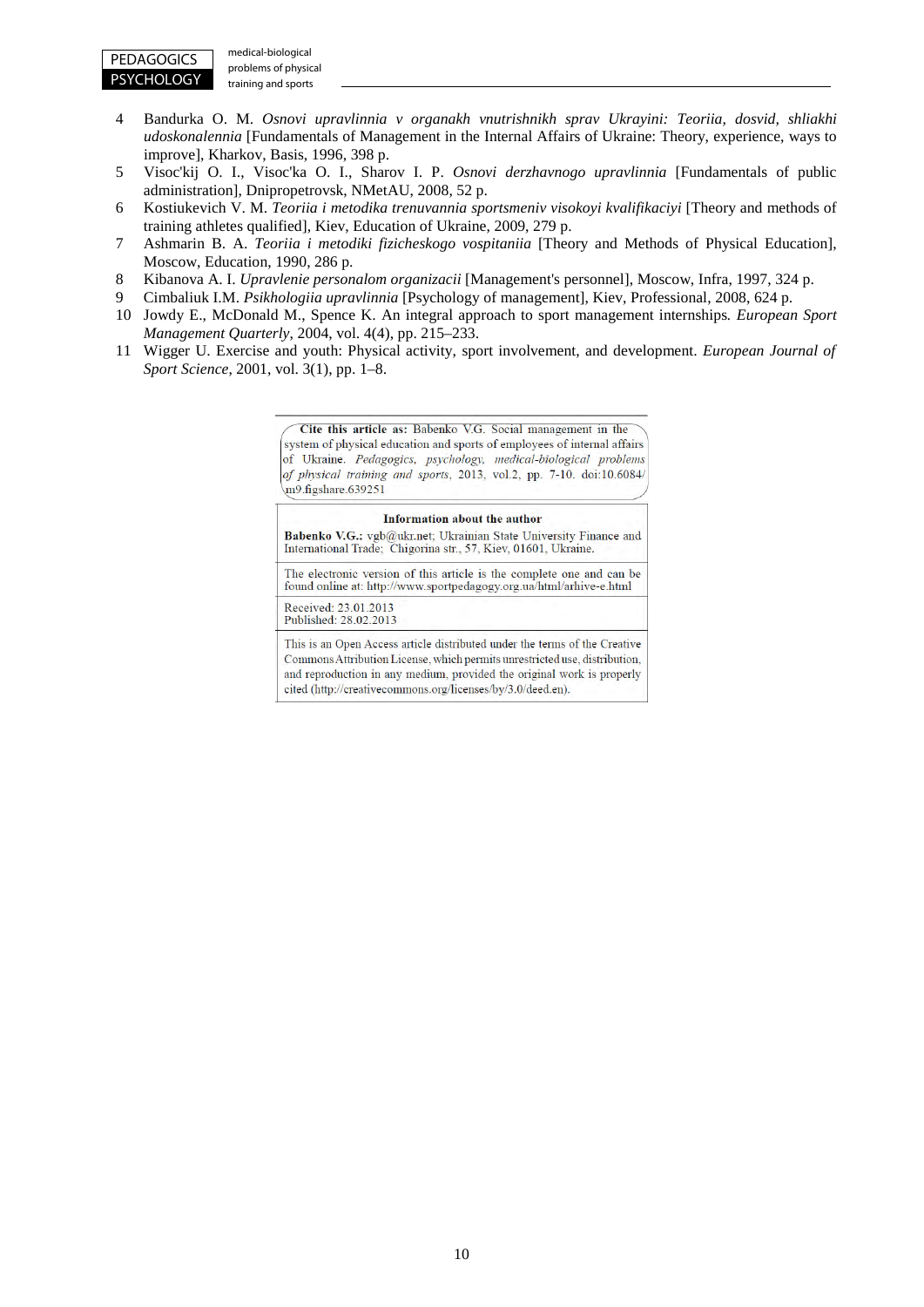4. Bandurka O. M. *Osnovi upravlinnia v organakh vnutrishnikh sprav Ukrayini: Teoriia, dosvid, shliakhi udoskonalennia* [Fundamentals of Management in the Internal Affairs of Ukraine: Theory, experience, ways to improve], Kharkov, Basis, 1996, 398 p.
5. Visoc'kij O. I., Visoc'ka O. I., Sharov I. P. *Osnovi derzhavnogo upravlinnia* [Fundamentals of public administration], Dnipropetrovsk, NMetAU, 2008, 52 p.
6. Kostiukevich V. M. *Teoriia i metodika trenuvannia sportsmeniv visokoyi kvalifikaciyi* [Theory and methods of training athletes qualified], Kiev, Education of Ukraine, 2009, 279 p.
7. Ashmarin B. A. *Teoriia i metodiki fizicheskogo vospitaniia* [Theory and Methods of Physical Education], Moscow, Education, 1990, 286 p.
8. Kibanova A. I. *Upravlenie personalom organizacii* [Management's personnel], Moscow, Infra, 1997, 324 p.
9. Cimbaliuk I.M. *Psikhologiia upravlinnia* [Psychology of management], Kiev, Professional, 2008, 624 p.
10. Jowdy E., McDonald M., Spence K. An integral approach to sport management internships. *European Sport Management Quarterly*, 2004, vol. 4(4), pp. 215–233.
11. Wigger U. Exercise and youth: Physical activity, sport involvement, and development. *European Journal of Sport Science*, 2001, vol. 3(1), pp. 1–8.

**Cite this article as:** Babenko V.G. Social management in the system of physical education and sports of employees of internal affairs of Ukraine. *Pedagogics, psychology, medical-biological problems of physical training and sports*, 2013, vol.2, pp. 7-10. doi:10.6084/m9.figshare.639251

**Information about the author**

**Babenko V.G.:** vgb@ukr.net; Ukrainian State University Finance and International Trade; Chigorina str., 57, Kiev, 01601, Ukraine.

The electronic version of this article is the complete one and can be found online at: http://www.sportpedagogy.org.ua/html/arhive-e.html

Received: 23.01.2013
Published: 28.02.2013

This is an Open Access article distributed under the terms of the Creative Commons Attribution License, which permits unrestricted use, distribution, and reproduction in any medium, provided the original work is properly cited (http://creativecommons.org/licenses/by/3.0/deed.en).